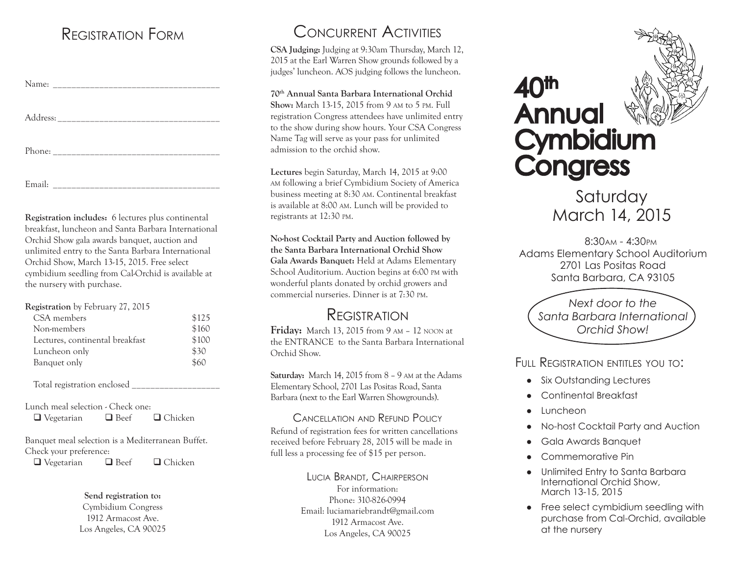## Registration Form

Name: ___________________________________

Address: ___________________________________

Phone: ___________________________________

Email: ___________________________________

**Registration includes:** 6 lectures plus continental breakfast, luncheon and Santa Barbara International Orchid Show gala awards banquet, auction and unlimited entry to the Santa Barbara International Orchid Show, March 13-15, 2015. Free select cymbidium seedling from Cal-Orchid is available at the nursery with purchase.

**Registration** by February 27, 2015

| | |
|---|---|
| CSA members | $125 |
| Non-members | $160 |
| Lectures, continental breakfast | $100 |
| Luncheon only | $30 |
| Banquet only | $60 |

Total registration enclosed ___________________

Lunch meal selection - Check one:

❑ Vegetarian ❑ Beef ❑ Chicken

Banquet meal selection is a Mediterranean Buffet. Check your preference:

❑ Vegetarian ❑ Beef ❑ Chicken

**Send registration to:**
Cymbidium Congress
1912 Armacost Ave.
Los Angeles, CA 90025

## Concurrent Activities

**CSA Judging:** Judging at 9:30am Thursday, March 12, 2015 at the Earl Warren Show grounds followed by a judges' luncheon. AOS judging follows the luncheon.

**70th Annual Santa Barbara International Orchid Show:** March 13-15, 2015 from 9 AM to 5 PM. Full registration Congress attendees have unlimited entry to the show during show hours. Your CSA Congress Name Tag will serve as your pass for unlimited admission to the orchid show.

**Lectures** begin Saturday, March 14, 2015 at 9:00 AM following a brief Cymbidium Society of America business meeting at 8:30 AM. Continental breakfast is available at 8:00 AM. Lunch will be provided to registrants at 12:30 PM.

**No-host Cocktail Party and Auction followed by the Santa Barbara International Orchid Show Gala Awards Banquet:** Held at Adams Elementary School Auditorium. Auction begins at 6:00 PM with wonderful plants donated by orchid growers and commercial nurseries. Dinner is at 7:30 PM.

## Registration

**Friday:** March 13, 2015 from 9 AM – 12 NOON at the ENTRANCE to the Santa Barbara International Orchid Show.

**Saturday:** March 14, 2015 from 8 – 9 AM at the Adams Elementary School, 2701 Las Positas Road, Santa Barbara (next to the Earl Warren Showgrounds).

### Cancellation and Refund Policy

Refund of registration fees for written cancellations received before February 28, 2015 will be made in full less a processing fee of $15 per person.

Lucia Brandt, Chairperson
For information:
Phone: 310-826-0994
Email: luciamariebrandt@gmail.com
1912 Armacost Ave.
Los Angeles, CA 90025

# 40th Annual Cymbidium Congress

Saturday
March 14, 2015

8:30AM - 4:30PM
Adams Elementary School Auditorium
2701 Las Positas Road
Santa Barbara, CA 93105

*Next door to the Santa Barbara International Orchid Show!*

### Full Registration entitles you to:

- Six Outstanding Lectures
- Continental Breakfast
- Luncheon
- No-host Cocktail Party and Auction
- Gala Awards Banquet
- Commemorative Pin
- Unlimited Entry to Santa Barbara International Orchid Show, March 13-15, 2015
- Free select cymbidium seedling with purchase from Cal-Orchid, available at the nursery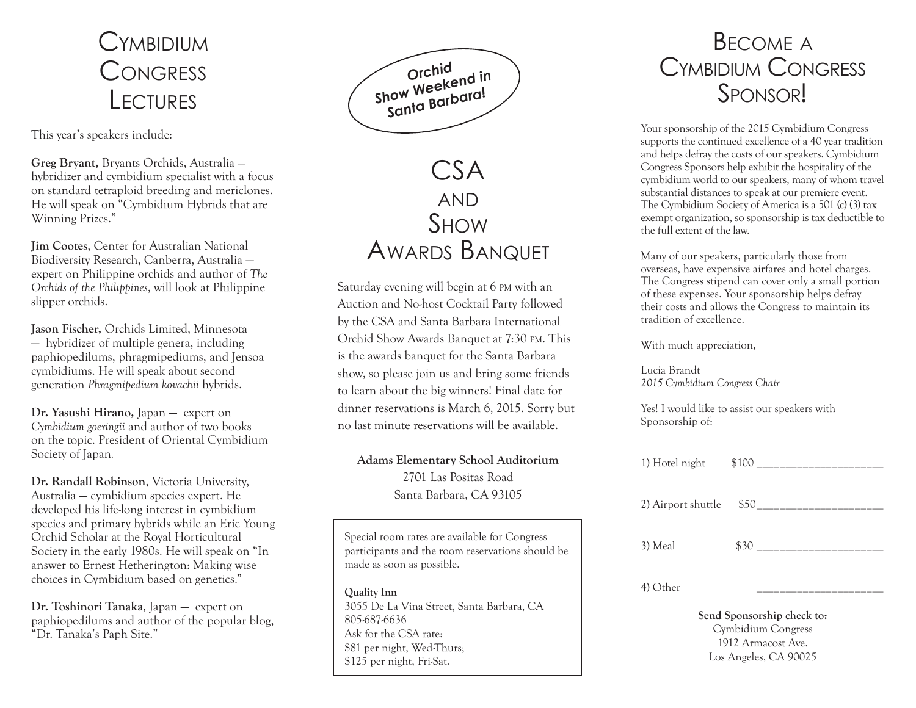# Cymbidium Congress Lectures

This year's speakers include:

**Greg Bryant,** Bryants Orchids, Australia — hybridizer and cymbidium specialist with a focus on standard tetraploid breeding and mericlones. He will speak on "Cymbidium Hybrids that are Winning Prizes."

**Jim Cootes**, Center for Australian National Biodiversity Research, Canberra, Australia — expert on Philippine orchids and author of *The Orchids of the Philippines*, will look at Philippine slipper orchids.

**Jason Fischer,** Orchids Limited, Minnesota — hybridizer of multiple genera, including paphiopedilums, phragmipediums, and Jensoa cymbidiums. He will speak about second generation *Phragmipedium kovachii* hybrids.

**Dr. Yasushi Hirano,** Japan — expert on *Cymbidium goeringii* and author of two books on the topic. President of Oriental Cymbidium Society of Japan.

**Dr. Randall Robinson**, Victoria University, Australia — cymbidium species expert. He developed his life-long interest in cymbidium species and primary hybrids while an Eric Young Orchid Scholar at the Royal Horticultural Society in the early 1980s. He will speak on "In answer to Ernest Hetherington: Making wise choices in Cymbidium based on genetics."

**Dr. Toshinori Tanaka**, Japan — expert on paphiopedilums and author of the popular blog, "Dr. Tanaka's Paph Site."

Orchid Show Weekend in Santa Barbara!

# CSA and Show Awards Banquet

Saturday evening will begin at 6 PM with an Auction and No-host Cocktail Party followed by the CSA and Santa Barbara International Orchid Show Awards Banquet at 7:30 PM. This is the awards banquet for the Santa Barbara show, so please join us and bring some friends to learn about the big winners! Final date for dinner reservations is March 6, 2015. Sorry but no last minute reservations will be available.

**Adams Elementary School Auditorium**
2701 Las Positas Road
Santa Barbara, CA 93105

Special room rates are available for Congress participants and the room reservations should be made as soon as possible.

**Quality Inn**
3055 De La Vina Street, Santa Barbara, CA
805-687-6636
Ask for the CSA rate:
$81 per night, Wed-Thurs;
$125 per night, Fri-Sat.

# Become a Cymbidium Congress Sponsor!

Your sponsorship of the 2015 Cymbidium Congress supports the continued excellence of a 40 year tradition and helps defray the costs of our speakers. Cymbidium Congress Sponsors help exhibit the hospitality of the cymbidium world to our speakers, many of whom travel substantial distances to speak at our premiere event. The Cymbidium Society of America is a 501 (c) (3) tax exempt organization, so sponsorship is tax deductible to the full extent of the law.

Many of our speakers, particularly those from overseas, have expensive airfares and hotel charges. The Congress stipend can cover only a small portion of these expenses. Your sponsorship helps defray their costs and allows the Congress to maintain its tradition of excellence.

With much appreciation,

Lucia Brandt
*2015 Cymbidium Congress Chair*

Yes! I would like to assist our speakers with Sponsorship of:

1) Hotel night $100 ____________________

2) Airport shuttle $50____________________

3) Meal $30 ____________________

4) Other ____________________

**Send Sponsorship check to:**
Cymbidium Congress
1912 Armacost Ave.
Los Angeles, CA 90025